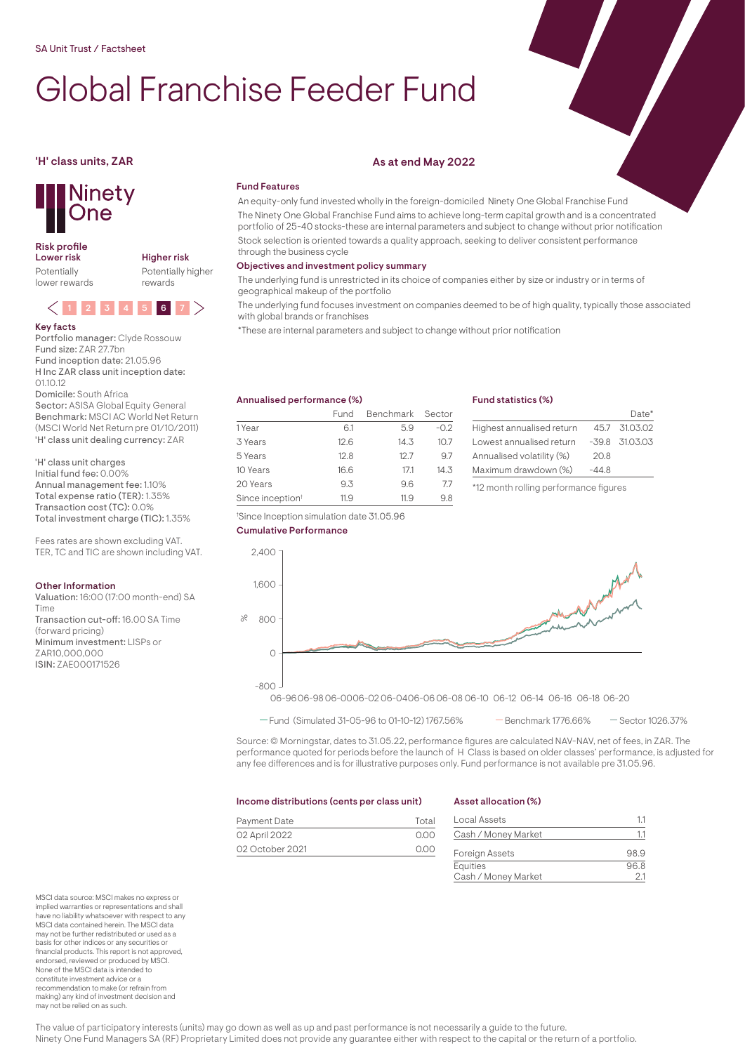SA Unit Trust / Factsheet

# Global Franchise Feeder Fund

**'H' class units, ZAR**

**As at end May 2022**

Ninety One

**Risk profile**

| **Lower risk** | **Higher risk** |
|---|---|
| Potentially lower rewards | Potentially higher rewards |

1 2 3 4 5 **6** 7

### Key facts

**Portfolio manager:** Clyde Rossouw
**Fund size:** ZAR 27.7bn
**Fund inception date:** 21.05.96
**H Inc ZAR class unit inception date:** 01.10.12
**Domicile:** South Africa
**Sector:** ASISA Global Equity General
**Benchmark:** MSCI AC World Net Return (MSCI World Net Return pre 01/10/2011)
**'H' class unit dealing currency:** ZAR

**'H' class unit charges**
**Initial fund fee:** 0.00%
**Annual management fee:** 1.10%
**Total expense ratio (TER):** 1.35%
**Transaction cost (TC):** 0.0%
**Total investment charge (TIC):** 1.35%

Fees rates are shown excluding VAT.
TER, TC and TIC are shown including VAT.

### Other Information

**Valuation:** 16:00 (17:00 month-end) SA Time
**Transaction cut-off:** 16.00 SA Time (forward pricing)
**Minimum investment:** LISPs or ZAR10,000,000
**ISIN:** ZAE000171526

### Fund Features

An equity-only fund invested wholly in the foreign-domiciled Ninety One Global Franchise Fund

The Ninety One Global Franchise Fund aims to achieve long-term capital growth and is a concentrated portfolio of 25-40 stocks-these are internal parameters and subject to change without prior notification

Stock selection is oriented towards a quality approach, seeking to deliver consistent performance through the business cycle

### Objectives and investment policy summary

The underlying fund is unrestricted in its choice of companies either by size or industry or in terms of geographical makeup of the portfolio

The underlying fund focuses investment on companies deemed to be of high quality, typically those associated with global brands or franchises

*These are internal parameters and subject to change without prior notification

### Annualised performance (%)

| | Fund | Benchmark | Sector |
|---|---|---|---|
| 1 Year | 6.1 | 5.9 | -0.2 |
| 3 Years | 12.6 | 14.3 | 10.7 |
| 5 Years | 12.8 | 12.7 | 9.7 |
| 10 Years | 16.6 | 17.1 | 14.3 |
| 20 Years | 9.3 | 9.6 | 7.7 |
| Since inception† | 11.9 | 11.9 | 9.8 |

†Since Inception simulation date 31.05.96

### Fund statistics (%)

| | | Date* |
|---|---|---|
| Highest annualised return | 45.7 | 31.03.02 |
| Lowest annualised return | -39.8 | 31.03.03 |
| Annualised volatility (%) | 20.8 | |
| Maximum drawdown (%) | -44.8 | |

*12 month rolling performance figures

### Cumulative Performance

— Fund (Simulated 31-05-96 to 01-10-12) 1767.56% — Benchmark 1776.66% — Sector 1026.37%

Source: © Morningstar, dates to 31.05.22, performance figures are calculated NAV-NAV, net of fees, in ZAR. The performance quoted for periods before the launch of H Class is based on older classes' performance, is adjusted for any fee differences and is for illustrative purposes only. Fund performance is not available pre 31.05.96.

### Income distributions (cents per class unit)

| Payment Date | Total |
|---|---|
| 02 April 2022 | 0.00 |
| 02 October 2021 | 0.00 |

### Asset allocation (%)

| | |
|---|---|
| Local Assets | 1.1 |
| Cash / Money Market | 1.1 |
| Foreign Assets | 98.9 |
| Equities | 96.8 |
| Cash / Money Market | 2.1 |

MSCI data source: MSCI makes no express or implied warranties or representations and shall have no liability whatsoever with respect to any MSCI data contained herein. The MSCI data may not be further redistributed or used as a basis for other indices or any securities or financial products. This report is not approved, endorsed, reviewed or produced by MSCI. None of the MSCI data is intended to constitute investment advice or a recommendation to make (or refrain from making) any kind of investment decision and may not be relied on as such.

The value of participatory interests (units) may go down as well as up and past performance is not necessarily a guide to the future.
Ninety One Fund Managers SA (RF) Proprietary Limited does not provide any guarantee either with respect to the capital or the return of a portfolio.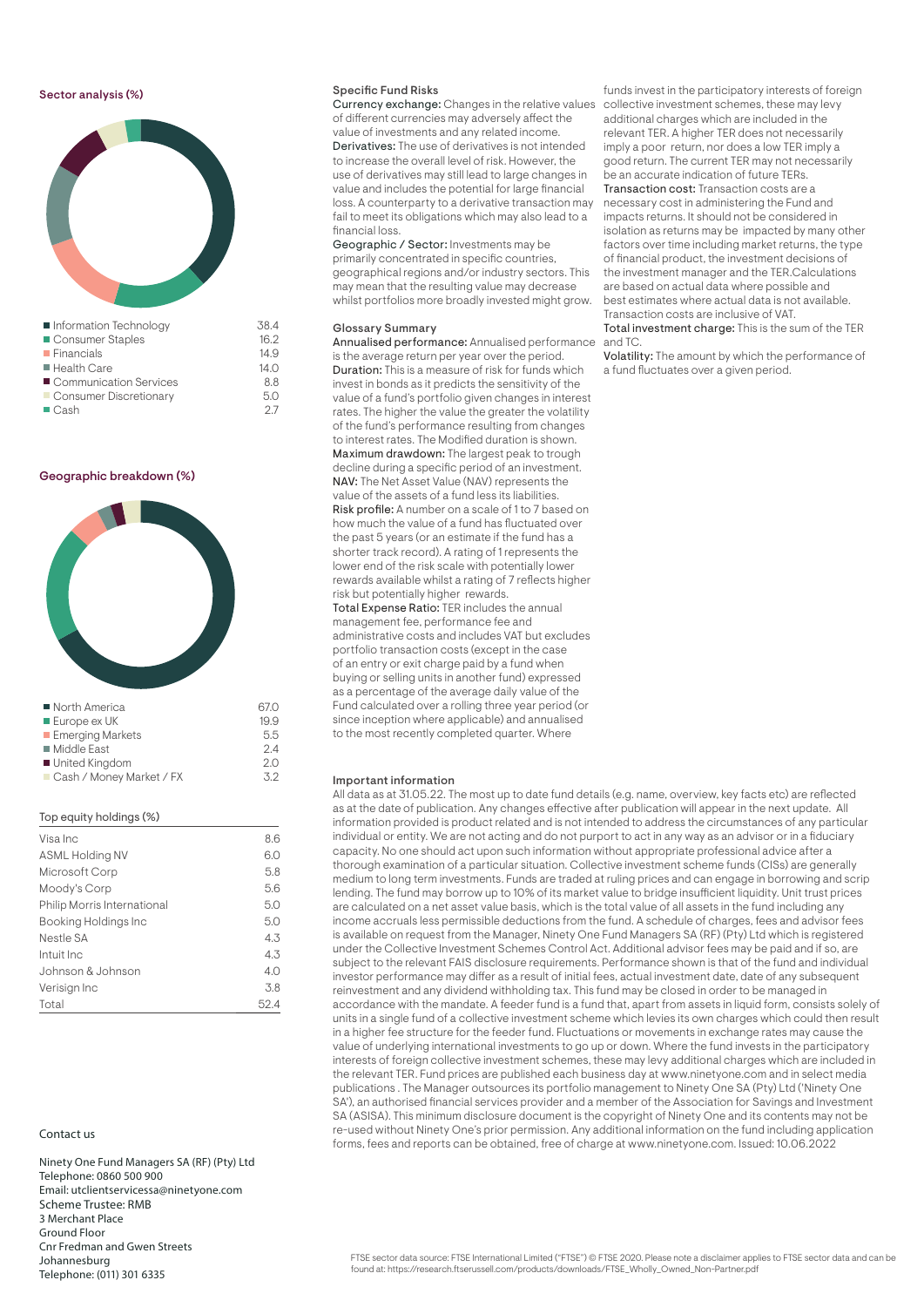## Sector analysis (%)

| | |
|---|---|
| Information Technology | 38.4 |
| Consumer Staples | 16.2 |
| Financials | 14.9 |
| Health Care | 14.0 |
| Communication Services | 8.8 |
| Consumer Discretionary | 5.0 |
| Cash | 2.7 |

## Geographic breakdown (%)

| | |
|---|---|
| North America | 67.0 |
| Europe ex UK | 19.9 |
| Emerging Markets | 5.5 |
| Middle East | 2.4 |
| United Kingdom | 2.0 |
| Cash / Money Market / FX | 3.2 |

## Top equity holdings (%)

| | |
|---|---|
| Visa Inc | 8.6 |
| ASML Holding NV | 6.0 |
| Microsoft Corp | 5.8 |
| Moody's Corp | 5.6 |
| Philip Morris International | 5.0 |
| Booking Holdings Inc | 5.0 |
| Nestle SA | 4.3 |
| Intuit Inc | 4.3 |
| Johnson & Johnson | 4.0 |
| Verisign Inc | 3.8 |
| Total | 52.4 |

## Specific Fund Risks

**Currency exchange:** Changes in the relative values of different currencies may adversely affect the value of investments and any related income.

**Derivatives:** The use of derivatives is not intended to increase the overall level of risk. However, the use of derivatives may still lead to large changes in value and includes the potential for large financial loss. A counterparty to a derivative transaction may fail to meet its obligations which may also lead to a financial loss.

**Geographic / Sector:** Investments may be primarily concentrated in specific countries, geographical regions and/or industry sectors. This may mean that the resulting value may decrease whilst portfolios more broadly invested might grow.

## Glossary Summary

**Annualised performance:** Annualised performance is the average return per year over the period.

**Duration:** This is a measure of risk for funds which invest in bonds as it predicts the sensitivity of the value of a fund's portfolio given changes in interest rates. The higher the value the greater the volatility of the fund's performance resulting from changes to interest rates. The Modified duration is shown.

**Maximum drawdown:** The largest peak to trough decline during a specific period of an investment.

**NAV:** The Net Asset Value (NAV) represents the value of the assets of a fund less its liabilities.

**Risk profile:** A number on a scale of 1 to 7 based on how much the value of a fund has fluctuated over the past 5 years (or an estimate if the fund has a shorter track record). A rating of 1 represents the lower end of the risk scale with potentially lower rewards available whilst a rating of 7 reflects higher risk but potentially higher rewards.

**Total Expense Ratio:** TER includes the annual management fee, performance fee and administrative costs and includes VAT but excludes portfolio transaction costs (except in the case of an entry or exit charge paid by a fund when buying or selling units in another fund) expressed as a percentage of the average daily value of the Fund calculated over a rolling three year period (or since inception where applicable) and annualised to the most recently completed quarter. Where funds invest in the participatory interests of foreign collective investment schemes, these may levy additional charges which are included in the relevant TER. A higher TER does not necessarily imply a poor return, nor does a low TER imply a good return. The current TER may not necessarily be an accurate indication of future TERs.

**Transaction cost:** Transaction costs are a necessary cost in administering the Fund and impacts returns. It should not be considered in isolation as returns may be impacted by many other factors over time including market returns, the type of financial product, the investment decisions of the investment manager and the TER.Calculations are based on actual data where possible and best estimates where actual data is not available. Transaction costs are inclusive of VAT.

**Total investment charge:** This is the sum of the TER and TC.

**Volatility:** The amount by which the performance of a fund fluctuates over a given period.

## Important information

All data as at 31.05.22. The most up to date fund details (e.g. name, overview, key facts etc) are reflected as at the date of publication. Any changes effective after publication will appear in the next update. All information provided is product related and is not intended to address the circumstances of any particular individual or entity. We are not acting and do not purport to act in any way as an advisor or in a fiduciary capacity. No one should act upon such information without appropriate professional advice after a thorough examination of a particular situation. Collective investment scheme funds (CISs) are generally medium to long term investments. Funds are traded at ruling prices and can engage in borrowing and scrip lending. The fund may borrow up to 10% of its market value to bridge insufficient liquidity. Unit trust prices are calculated on a net asset value basis, which is the total value of all assets in the fund including any income accruals less permissible deductions from the fund. A schedule of charges, fees and advisor fees is available on request from the Manager, Ninety One Fund Managers SA (RF) (Pty) Ltd which is registered under the Collective Investment Schemes Control Act. Additional advisor fees may be paid and if so, are subject to the relevant FAIS disclosure requirements. Performance shown is that of the fund and individual investor performance may differ as a result of initial fees, actual investment date, date of any subsequent reinvestment and any dividend withholding tax. This fund may be closed in order to be managed in accordance with the mandate. A feeder fund is a fund that, apart from assets in liquid form, consists solely of units in a single fund of a collective investment scheme which levies its own charges which could then result in a higher fee structure for the feeder fund. Fluctuations or movements in exchange rates may cause the value of underlying international investments to go up or down. Where the fund invests in the participatory interests of foreign collective investment schemes, these may levy additional charges which are included in the relevant TER. Fund prices are published each business day at www.ninetyone.com and in select media publications . The Manager outsources its portfolio management to Ninety One SA (Pty) Ltd ('Ninety One SA'), an authorised financial services provider and a member of the Association for Savings and Investment SA (ASISA). This minimum disclosure document is the copyright of Ninety One and its contents may not be re-used without Ninety One's prior permission. Any additional information on the fund including application forms, fees and reports can be obtained, free of charge at www.ninetyone.com. Issued: 10.06.2022

## Contact us

Ninety One Fund Managers SA (RF) (Pty) Ltd
Telephone: 0860 500 900
Email: utclientservicessa@ninetyone.com
Scheme Trustee: RMB
3 Merchant Place
Ground Floor
Cnr Fredman and Gwen Streets
Johannesburg
Telephone: (011) 301 6335

FTSE sector data source: FTSE International Limited ("FTSE") © FTSE 2020. Please note a disclaimer applies to FTSE sector data and can be found at: https://research.ftserussell.com/products/downloads/FTSE_Wholly_Owned_Non-Partner.pdf